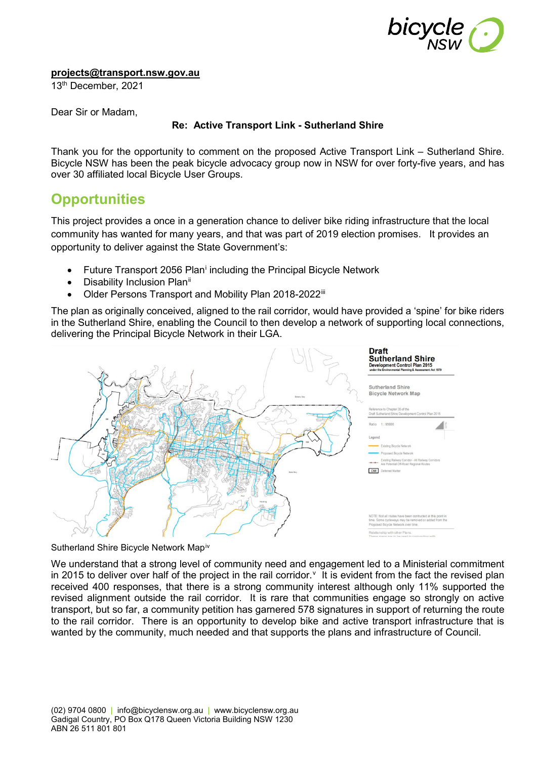projects@transport.nsw.gov.au
13th December, 2021

Dear Sir or Madam,

**Re: Active Transport Link - Sutherland Shire**

Thank you for the opportunity to comment on the proposed Active Transport Link – Sutherland Shire. Bicycle NSW has been the peak bicycle advocacy group now in NSW for over forty-five years, and has over 30 affiliated local Bicycle User Groups.

## Opportunities

This project provides a once in a generation chance to deliver bike riding infrastructure that the local community has wanted for many years, and that was part of 2019 election promises. It provides an opportunity to deliver against the State Government's:

- Future Transport 2056 Plan[i] including the Principal Bicycle Network
- Disability Inclusion Plan[ii]
- Older Persons Transport and Mobility Plan 2018-2022[iii]

The plan as originally conceived, aligned to the rail corridor, would have provided a 'spine' for bike riders in the Sutherland Shire, enabling the Council to then develop a network of supporting local connections, delivering the Principal Bicycle Network in their LGA.

Sutherland Shire Bicycle Network Map[iv]

We understand that a strong level of community need and engagement led to a Ministerial commitment in 2015 to deliver over half of the project in the rail corridor.[v] It is evident from the fact the revised plan received 400 responses, that there is a strong community interest although only 11% supported the revised alignment outside the rail corridor. It is rare that communities engage so strongly on active transport, but so far, a community petition has garnered 578 signatures in support of returning the route to the rail corridor. There is an opportunity to develop bike and active transport infrastructure that is wanted by the community, much needed and that supports the plans and infrastructure of Council.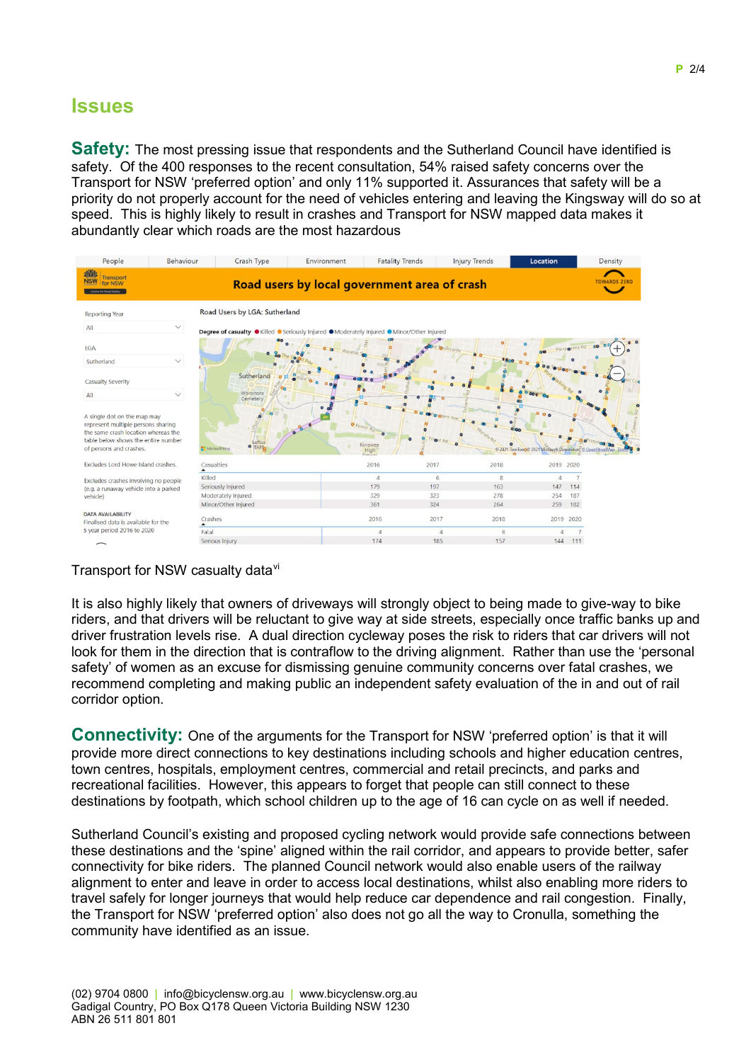## Issues

**Safety:** The most pressing issue that respondents and the Sutherland Council have identified is safety. Of the 400 responses to the recent consultation, 54% raised safety concerns over the Transport for NSW 'preferred option' and only 11% supported it. Assurances that safety will be a priority do not properly account for the need of vehicles entering and leaving the Kingsway will do so at speed. This is highly likely to result in crashes and Transport for NSW mapped data makes it abundantly clear which roads are the most hazardous

Transport for NSW casualty data[vi]

It is also highly likely that owners of driveways will strongly object to being made to give-way to bike riders, and that drivers will be reluctant to give way at side streets, especially once traffic banks up and driver frustration levels rise. A dual direction cycleway poses the risk to riders that car drivers will not look for them in the direction that is contraflow to the driving alignment. Rather than use the 'personal safety' of women as an excuse for dismissing genuine community concerns over fatal crashes, we recommend completing and making public an independent safety evaluation of the in and out of rail corridor option.

**Connectivity:** One of the arguments for the Transport for NSW 'preferred option' is that it will provide more direct connections to key destinations including schools and higher education centres, town centres, hospitals, employment centres, commercial and retail precincts, and parks and recreational facilities. However, this appears to forget that people can still connect to these destinations by footpath, which school children up to the age of 16 can cycle on as well if needed.

Sutherland Council's existing and proposed cycling network would provide safe connections between these destinations and the 'spine' aligned within the rail corridor, and appears to provide better, safer connectivity for bike riders. The planned Council network would also enable users of the railway alignment to enter and leave in order to access local destinations, whilst also enabling more riders to travel safely for longer journeys that would help reduce car dependence and rail congestion. Finally, the Transport for NSW 'preferred option' also does not go all the way to Cronulla, something the community have identified as an issue.

(02) 9704 0800 | info@bicyclensw.org.au | www.bicyclensw.org.au
Gadigal Country, PO Box Q178 Queen Victoria Building NSW 1230
ABN 26 511 801 801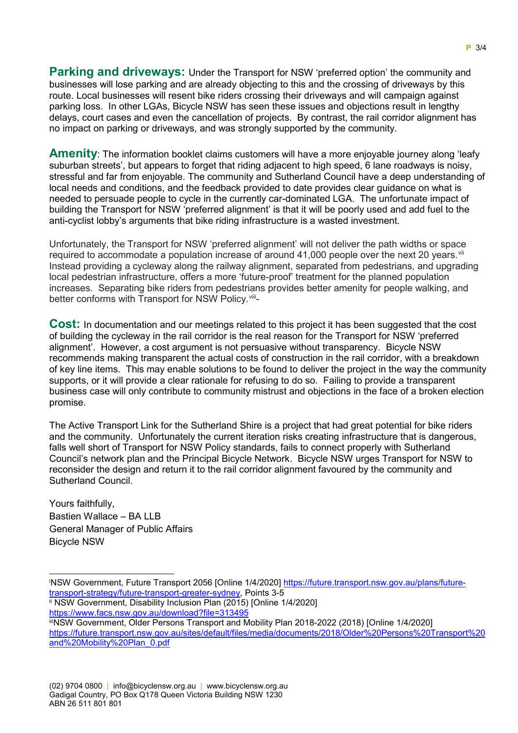**Parking and driveways:** Under the Transport for NSW 'preferred option' the community and businesses will lose parking and are already objecting to this and the crossing of driveways by this route. Local businesses will resent bike riders crossing their driveways and will campaign against parking loss. In other LGAs, Bicycle NSW has seen these issues and objections result in lengthy delays, court cases and even the cancellation of projects. By contrast, the rail corridor alignment has no impact on parking or driveways, and was strongly supported by the community.

**Amenity**: The information booklet claims customers will have a more enjoyable journey along 'leafy suburban streets', but appears to forget that riding adjacent to high speed, 6 lane roadways is noisy, stressful and far from enjoyable. The community and Sutherland Council have a deep understanding of local needs and conditions, and the feedback provided to date provides clear guidance on what is needed to persuade people to cycle in the currently car-dominated LGA. The unfortunate impact of building the Transport for NSW 'preferred alignment' is that it will be poorly used and add fuel to the anti-cyclist lobby's arguments that bike riding infrastructure is a wasted investment.

Unfortunately, the Transport for NSW 'preferred alignment' will not deliver the path widths or space required to accommodate a population increase of around 41,000 people over the next 20 years.[vii] Instead providing a cycleway along the railway alignment, separated from pedestrians, and upgrading local pedestrian infrastructure, offers a more 'future-proof' treatment for the planned population increases. Separating bike riders from pedestrians provides better amenity for people walking, and better conforms with Transport for NSW Policy.[viii]-

**Cost:** In documentation and our meetings related to this project it has been suggested that the cost of building the cycleway in the rail corridor is the real reason for the Transport for NSW 'preferred alignment'. However, a cost argument is not persuasive without transparency. Bicycle NSW recommends making transparent the actual costs of construction in the rail corridor, with a breakdown of key line items. This may enable solutions to be found to deliver the project in the way the community supports, or it will provide a clear rationale for refusing to do so. Failing to provide a transparent business case will only contribute to community mistrust and objections in the face of a broken election promise.

The Active Transport Link for the Sutherland Shire is a project that had great potential for bike riders and the community. Unfortunately the current iteration risks creating infrastructure that is dangerous, falls well short of Transport for NSW Policy standards, fails to connect properly with Sutherland Council's network plan and the Principal Bicycle Network. Bicycle NSW urges Transport for NSW to reconsider the design and return it to the rail corridor alignment favoured by the community and Sutherland Council.

Yours faithfully,
Bastien Wallace – BA LLB
General Manager of Public Affairs
Bicycle NSW

---

[i] NSW Government, Future Transport 2056 [Online 1/4/2020] https://future.transport.nsw.gov.au/plans/future-transport-strategy/future-transport-greater-sydney, Points 3-5

[ii] NSW Government, Disability Inclusion Plan (2015) [Online 1/4/2020] https://www.facs.nsw.gov.au/download?file=313495

[iii] NSW Government, Older Persons Transport and Mobility Plan 2018-2022 (2018) [Online 1/4/2020] https://future.transport.nsw.gov.au/sites/default/files/media/documents/2018/Older%20Persons%20Transport%20and%20Mobility%20Plan_0.pdf

(02) 9704 0800 | info@bicyclensw.org.au | www.bicyclensw.org.au
Gadigal Country, PO Box Q178 Queen Victoria Building NSW 1230
ABN 26 511 801 801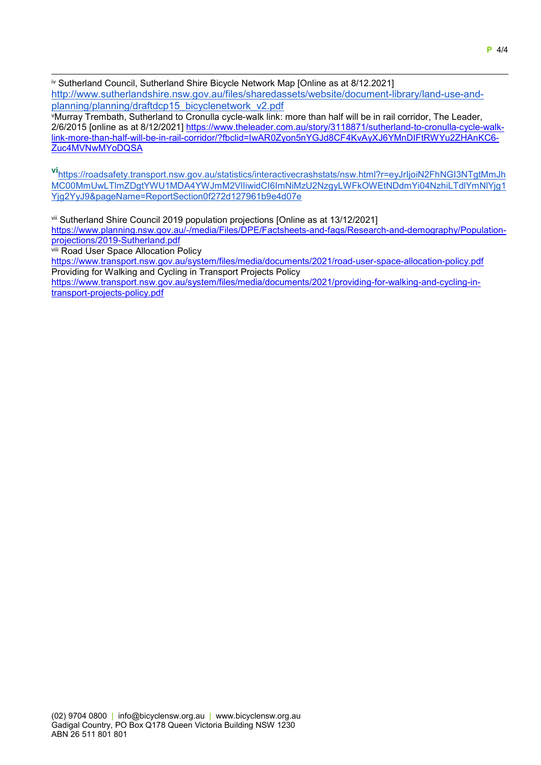[iv] Sutherland Council, Sutherland Shire Bicycle Network Map [Online as at 8/12.2021] http://www.sutherlandshire.nsw.gov.au/files/sharedassets/website/document-library/land-use-and-planning/planning/draftdcp15_bicyclenetwork_v2.pdf

[v]Murray Trembath, Sutherland to Cronulla cycle-walk link: more than half will be in rail corridor, The Leader, 2/6/2015 [online as at 8/12/2021] https://www.theleader.com.au/story/3118871/sutherland-to-cronulla-cycle-walk-link-more-than-half-will-be-in-rail-corridor/?fbclid=IwAR0Zyon5nYGJd8CF4KvAyXJ6YMnDIFtRWYu2ZHAnKC6-Zuc4MVNwMYoDQSA

[vi]https://roadsafety.transport.nsw.gov.au/statistics/interactivecrashstats/nsw.html?r=eyJrIjoiN2FhNGI3NTgtMmJhMC00MmUwLTlmZDgtYWU1MDA4YWJmM2VlIiwidCI6ImNiMzU2NzgyLWFkOWEtNDdmYi04NzhiLTdlYmNlYjg1Yjg2YyJ9&pageName=ReportSection0f272d127961b9e4d07e

[vii] Sutherland Shire Council 2019 population projections [Online as at 13/12/2021] https://www.planning.nsw.gov.au/-/media/Files/DPE/Factsheets-and-faqs/Research-and-demography/Population-projections/2019-Sutherland.pdf

[viii] Road User Space Allocation Policy https://www.transport.nsw.gov.au/system/files/media/documents/2021/road-user-space-allocation-policy.pdf

Providing for Walking and Cycling in Transport Projects Policy https://www.transport.nsw.gov.au/system/files/media/documents/2021/providing-for-walking-and-cycling-in-transport-projects-policy.pdf

(02) 9704 0800 | info@bicyclensw.org.au | www.bicyclensw.org.au
Gadigal Country, PO Box Q178 Queen Victoria Building NSW 1230
ABN 26 511 801 801